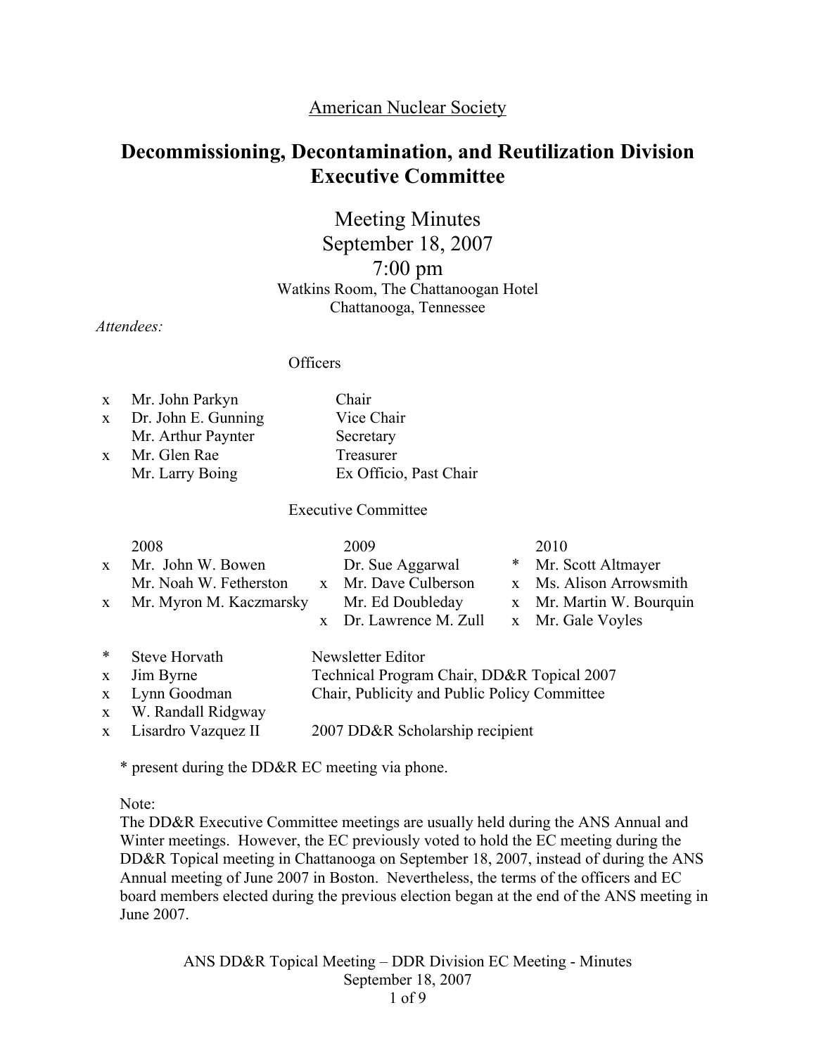American Nuclear Society

# Decommissioning, Decontamination, and Reutilization Division Executive Committee

## Meeting Minutes
## September 18, 2007
## 7:00 pm

Watkins Room, The Chattanoogan Hotel
Chattanooga, Tennessee

*Attendees:*

Officers

| | Name | Position |
|---|---|---|
| x | Mr. John Parkyn | Chair |
| x | Dr. John E. Gunning | Vice Chair |
| | Mr. Arthur Paynter | Secretary |
| x | Mr. Glen Rae | Treasurer |
| | Mr. Larry Boing | Ex Officio, Past Chair |

Executive Committee

| | 2008 | | 2009 | | 2010 |
|---|---|---|---|---|---|
| x | Mr. John W. Bowen | | Dr. Sue Aggarwal | * | Mr. Scott Altmayer |
| | Mr. Noah W. Fetherston | x | Mr. Dave Culberson | x | Ms. Alison Arrowsmith |
| x | Mr. Myron M. Kaczmarsky | | Mr. Ed Doubleday | x | Mr. Martin W. Bourquin |
| | | x | Dr. Lawrence M. Zull | x | Mr. Gale Voyles |

| | Name | Role |
|---|---|---|
| * | Steve Horvath | Newsletter Editor |
| x | Jim Byrne | Technical Program Chair, DD&R Topical 2007 |
| x | Lynn Goodman | Chair, Publicity and Public Policy Committee |
| x | W. Randall Ridgway | |
| x | Lisardro Vazquez II | 2007 DD&R Scholarship recipient |

\* present during the DD&R EC meeting via phone.

Note:
The DD&R Executive Committee meetings are usually held during the ANS Annual and Winter meetings. However, the EC previously voted to hold the EC meeting during the DD&R Topical meeting in Chattanooga on September 18, 2007, instead of during the ANS Annual meeting of June 2007 in Boston. Nevertheless, the terms of the officers and EC board members elected during the previous election began at the end of the ANS meeting in June 2007.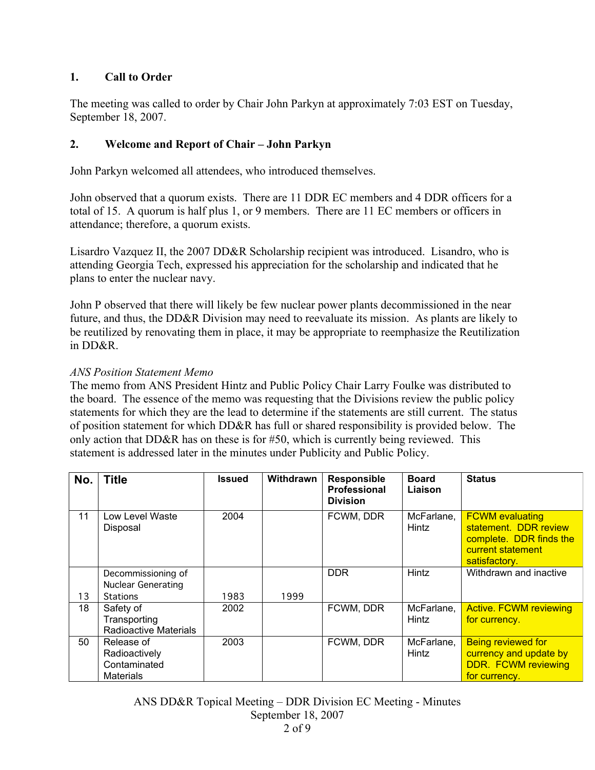## 1. Call to Order

The meeting was called to order by Chair John Parkyn at approximately 7:03 EST on Tuesday, September 18, 2007.

## 2. Welcome and Report of Chair – John Parkyn

John Parkyn welcomed all attendees, who introduced themselves.

John observed that a quorum exists. There are 11 DDR EC members and 4 DDR officers for a total of 15. A quorum is half plus 1, or 9 members. There are 11 EC members or officers in attendance; therefore, a quorum exists.

Lisardro Vazquez II, the 2007 DD&R Scholarship recipient was introduced. Lisandro, who is attending Georgia Tech, expressed his appreciation for the scholarship and indicated that he plans to enter the nuclear navy.

John P observed that there will likely be few nuclear power plants decommissioned in the near future, and thus, the DD&R Division may need to reevaluate its mission. As plants are likely to be reutilized by renovating them in place, it may be appropriate to reemphasize the Reutilization in DD&R.

*ANS Position Statement Memo*

The memo from ANS President Hintz and Public Policy Chair Larry Foulke was distributed to the board. The essence of the memo was requesting that the Divisions review the public policy statements for which they are the lead to determine if the statements are still current. The status of position statement for which DD&R has full or shared responsibility is provided below. The only action that DD&R has on these is for #50, which is currently being reviewed. This statement is addressed later in the minutes under Publicity and Public Policy.

| No. | Title | Issued | Withdrawn | Responsible Professional Division | Board Liaison | Status |
|---|---|---|---|---|---|---|
| 11 | Low Level Waste Disposal | 2004 | | FCWM, DDR | McFarlane, Hintz | FCWM evaluating statement. DDR review complete. DDR finds the current statement satisfactory. |
| 13 | Decommissioning of Nuclear Generating Stations | 1983 | 1999 | DDR | Hintz | Withdrawn and inactive |
| 18 | Safety of Transporting Radioactive Materials | 2002 | | FCWM, DDR | McFarlane, Hintz | Active. FCWM reviewing for currency. |
| 50 | Release of Radioactively Contaminated Materials | 2003 | | FCWM, DDR | McFarlane, Hintz | Being reviewed for currency and update by DDR. FCWM reviewing for currency. |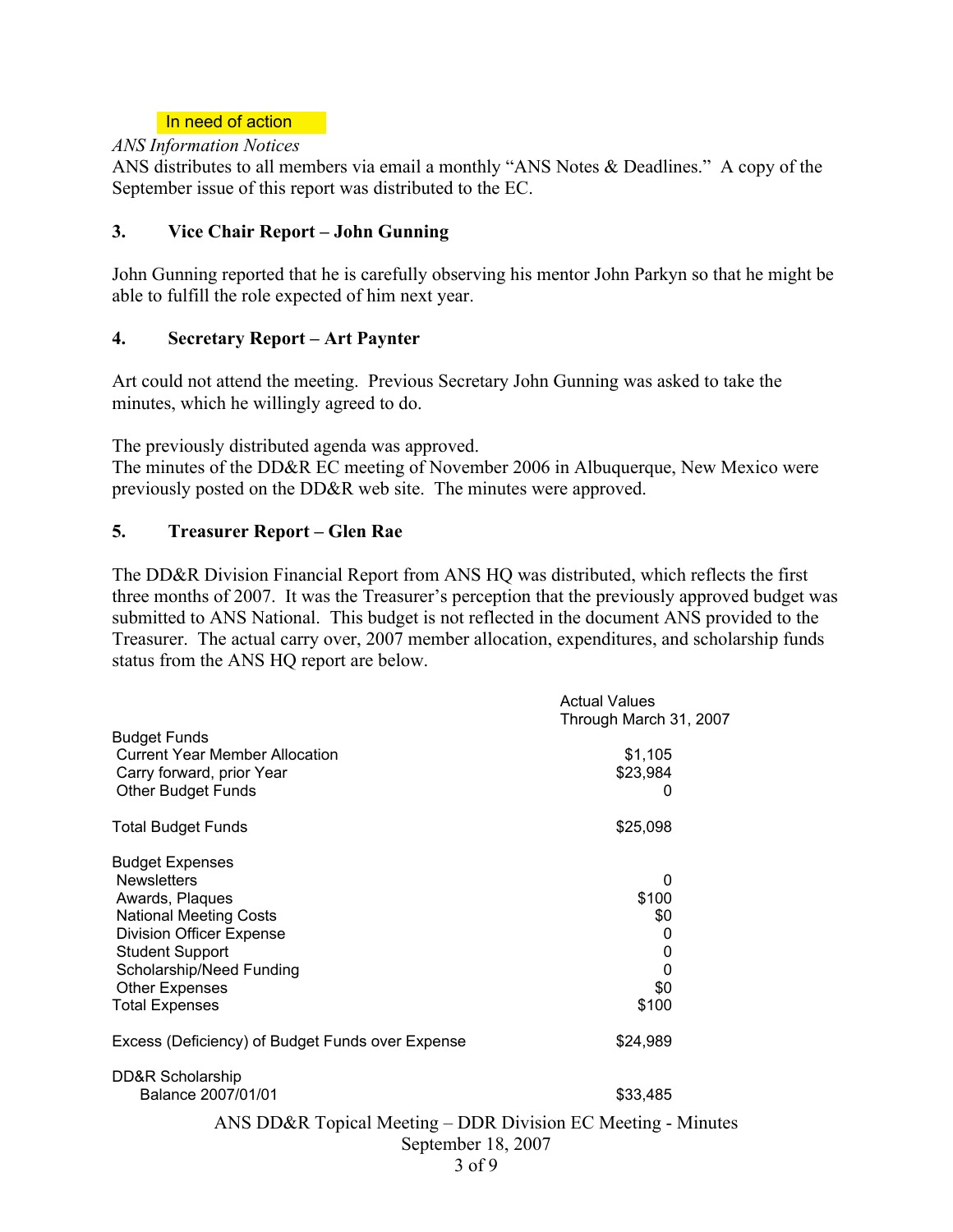In need of action

*ANS Information Notices*

ANS distributes to all members via email a monthly "ANS Notes & Deadlines." A copy of the September issue of this report was distributed to the EC.

## 3. Vice Chair Report – John Gunning

John Gunning reported that he is carefully observing his mentor John Parkyn so that he might be able to fulfill the role expected of him next year.

## 4. Secretary Report – Art Paynter

Art could not attend the meeting. Previous Secretary John Gunning was asked to take the minutes, which he willingly agreed to do.

The previously distributed agenda was approved.

The minutes of the DD&R EC meeting of November 2006 in Albuquerque, New Mexico were previously posted on the DD&R web site. The minutes were approved.

## 5. Treasurer Report – Glen Rae

The DD&R Division Financial Report from ANS HQ was distributed, which reflects the first three months of 2007. It was the Treasurer's perception that the previously approved budget was submitted to ANS National. This budget is not reflected in the document ANS provided to the Treasurer. The actual carry over, 2007 member allocation, expenditures, and scholarship funds status from the ANS HQ report are below.

| | Actual Values Through March 31, 2007 |
|---|---|
| Budget Funds | |
| Current Year Member Allocation | $1,105 |
| Carry forward, prior Year | $23,984 |
| Other Budget Funds | 0 |
| Total Budget Funds | $25,098 |
| Budget Expenses | |
| Newsletters | 0 |
| Awards, Plaques | $100 |
| National Meeting Costs | $0 |
| Division Officer Expense | 0 |
| Student Support | 0 |
| Scholarship/Need Funding | 0 |
| Other Expenses | $0 |
| Total Expenses | $100 |
| Excess (Deficiency) of Budget Funds over Expense | $24,989 |
| DD&R Scholarship | |
| Balance 2007/01/01 | $33,485 |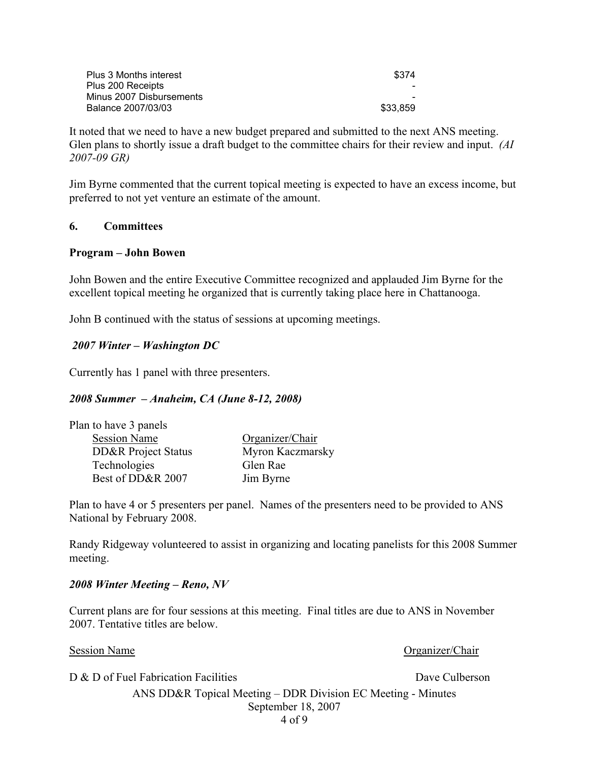| | |
|---|---|
| Plus 3 Months interest | $374 |
| Plus 200 Receipts | - |
| Minus 2007 Disbursements | - |
| Balance 2007/03/03 | $33,859 |

It noted that we need to have a new budget prepared and submitted to the next ANS meeting. Glen plans to shortly issue a draft budget to the committee chairs for their review and input. *(AI 2007-09 GR)*

Jim Byrne commented that the current topical meeting is expected to have an excess income, but preferred to not yet venture an estimate of the amount.

## 6. Committees

**Program – John Bowen**

John Bowen and the entire Executive Committee recognized and applauded Jim Byrne for the excellent topical meeting he organized that is currently taking place here in Chattanooga.

John B continued with the status of sessions at upcoming meetings.

***2007 Winter – Washington DC***

Currently has 1 panel with three presenters.

***2008 Summer – Anaheim, CA (June 8-12, 2008)***

Plan to have 3 panels

| Session Name | Organizer/Chair |
|---|---|
| DD&R Project Status | Myron Kaczmarsky |
| Technologies | Glen Rae |
| Best of DD&R 2007 | Jim Byrne |

Plan to have 4 or 5 presenters per panel. Names of the presenters need to be provided to ANS National by February 2008.

Randy Ridgeway volunteered to assist in organizing and locating panelists for this 2008 Summer meeting.

***2008 Winter Meeting – Reno, NV***

Current plans are for four sessions at this meeting. Final titles are due to ANS in November 2007. Tentative titles are below.

| Session Name | Organizer/Chair |
|---|---|
| D & D of Fuel Fabrication Facilities | Dave Culberson |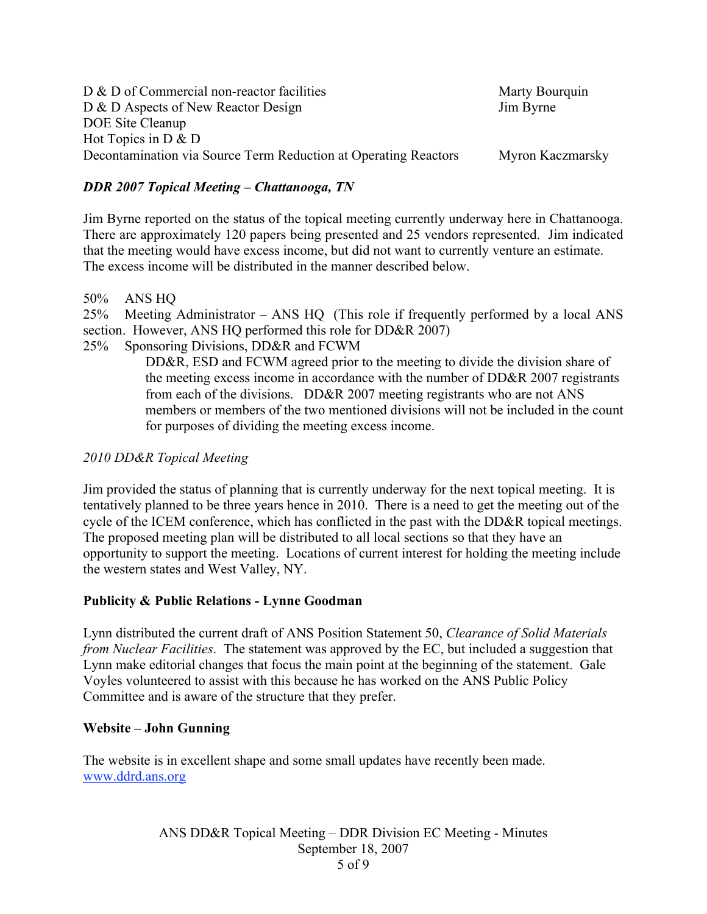| | |
|---|---|
| D & D of Commercial non-reactor facilities | Marty Bourquin |
| D & D Aspects of New Reactor Design | Jim Byrne |
| DOE Site Cleanup | |
| Hot Topics in D & D | |
| Decontamination via Source Term Reduction at Operating Reactors | Myron Kaczmarsky |

***DDR 2007 Topical Meeting – Chattanooga, TN***

Jim Byrne reported on the status of the topical meeting currently underway here in Chattanooga. There are approximately 120 papers being presented and 25 vendors represented. Jim indicated that the meeting would have excess income, but did not want to currently venture an estimate. The excess income will be distributed in the manner described below.

50% ANS HQ
25% Meeting Administrator – ANS HQ (This role if frequently performed by a local ANS section. However, ANS HQ performed this role for DD&R 2007)
25% Sponsoring Divisions, DD&R and FCWM

DD&R, ESD and FCWM agreed prior to the meeting to divide the division share of the meeting excess income in accordance with the number of DD&R 2007 registrants from each of the divisions. DD&R 2007 meeting registrants who are not ANS members or members of the two mentioned divisions will not be included in the count for purposes of dividing the meeting excess income.

*2010 DD&R Topical Meeting*

Jim provided the status of planning that is currently underway for the next topical meeting. It is tentatively planned to be three years hence in 2010. There is a need to get the meeting out of the cycle of the ICEM conference, which has conflicted in the past with the DD&R topical meetings. The proposed meeting plan will be distributed to all local sections so that they have an opportunity to support the meeting. Locations of current interest for holding the meeting include the western states and West Valley, NY.

**Publicity & Public Relations - Lynne Goodman**

Lynn distributed the current draft of ANS Position Statement 50, *Clearance of Solid Materials from Nuclear Facilities*. The statement was approved by the EC, but included a suggestion that Lynn make editorial changes that focus the main point at the beginning of the statement. Gale Voyles volunteered to assist with this because he has worked on the ANS Public Policy Committee and is aware of the structure that they prefer.

**Website – John Gunning**

The website is in excellent shape and some small updates have recently been made. www.ddrd.ans.org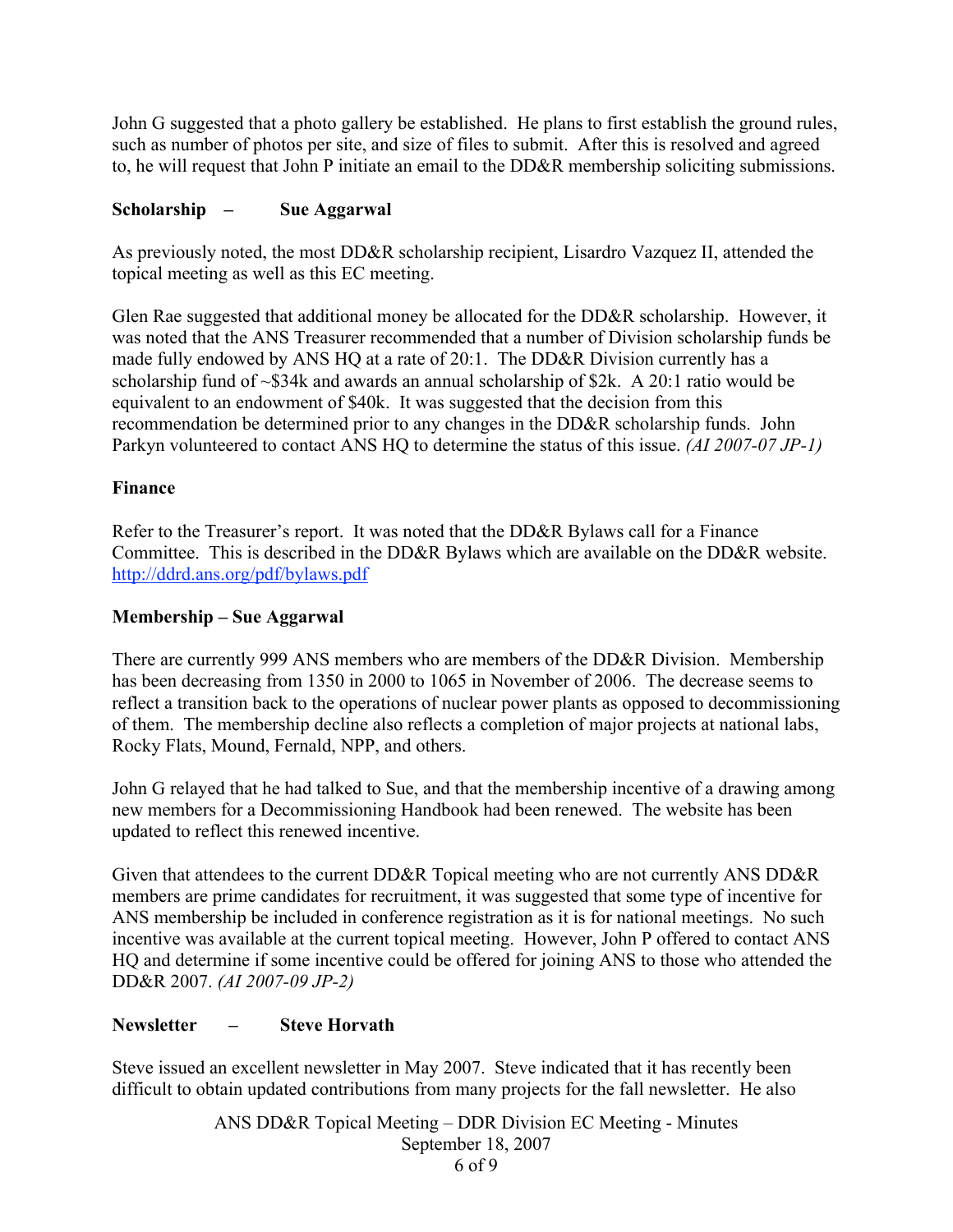John G suggested that a photo gallery be established. He plans to first establish the ground rules, such as number of photos per site, and size of files to submit. After this is resolved and agreed to, he will request that John P initiate an email to the DD&R membership soliciting submissions.

**Scholarship – Sue Aggarwal**

As previously noted, the most DD&R scholarship recipient, Lisardro Vazquez II, attended the topical meeting as well as this EC meeting.

Glen Rae suggested that additional money be allocated for the DD&R scholarship. However, it was noted that the ANS Treasurer recommended that a number of Division scholarship funds be made fully endowed by ANS HQ at a rate of 20:1. The DD&R Division currently has a scholarship fund of ~$34k and awards an annual scholarship of $2k. A 20:1 ratio would be equivalent to an endowment of $40k. It was suggested that the decision from this recommendation be determined prior to any changes in the DD&R scholarship funds. John Parkyn volunteered to contact ANS HQ to determine the status of this issue. *(AI 2007-07 JP-1)*

**Finance**

Refer to the Treasurer's report. It was noted that the DD&R Bylaws call for a Finance Committee. This is described in the DD&R Bylaws which are available on the DD&R website. http://ddrd.ans.org/pdf/bylaws.pdf

**Membership – Sue Aggarwal**

There are currently 999 ANS members who are members of the DD&R Division. Membership has been decreasing from 1350 in 2000 to 1065 in November of 2006. The decrease seems to reflect a transition back to the operations of nuclear power plants as opposed to decommissioning of them. The membership decline also reflects a completion of major projects at national labs, Rocky Flats, Mound, Fernald, NPP, and others.

John G relayed that he had talked to Sue, and that the membership incentive of a drawing among new members for a Decommissioning Handbook had been renewed. The website has been updated to reflect this renewed incentive.

Given that attendees to the current DD&R Topical meeting who are not currently ANS DD&R members are prime candidates for recruitment, it was suggested that some type of incentive for ANS membership be included in conference registration as it is for national meetings. No such incentive was available at the current topical meeting. However, John P offered to contact ANS HQ and determine if some incentive could be offered for joining ANS to those who attended the DD&R 2007. *(AI 2007-09 JP-2)*

**Newsletter – Steve Horvath**

Steve issued an excellent newsletter in May 2007. Steve indicated that it has recently been difficult to obtain updated contributions from many projects for the fall newsletter. He also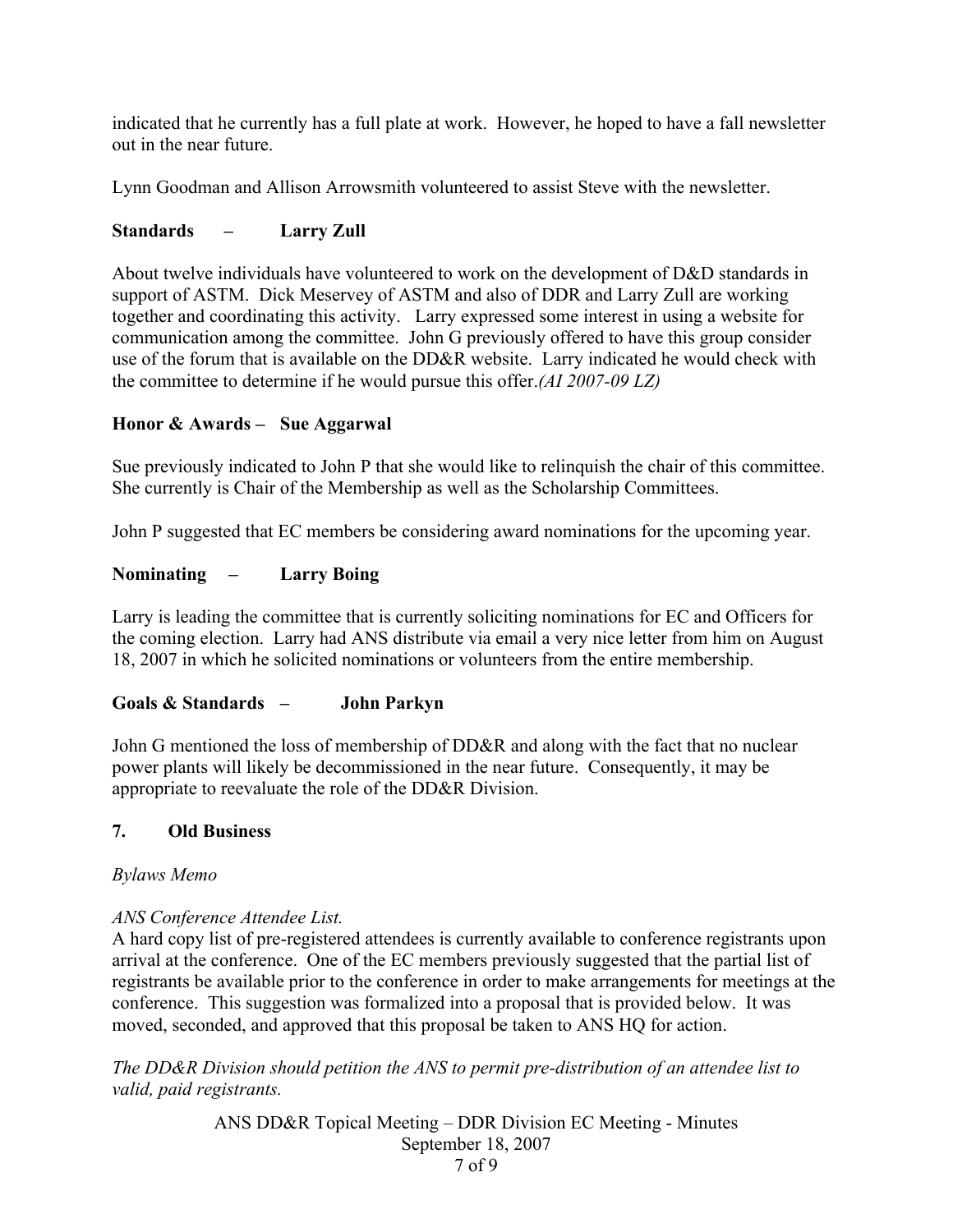indicated that he currently has a full plate at work. However, he hoped to have a fall newsletter out in the near future.

Lynn Goodman and Allison Arrowsmith volunteered to assist Steve with the newsletter.

**Standards – Larry Zull**

About twelve individuals have volunteered to work on the development of D&D standards in support of ASTM. Dick Meservey of ASTM and also of DDR and Larry Zull are working together and coordinating this activity. Larry expressed some interest in using a website for communication among the committee. John G previously offered to have this group consider use of the forum that is available on the DD&R website. Larry indicated he would check with the committee to determine if he would pursue this offer.*(AI 2007-09 LZ)*

**Honor & Awards – Sue Aggarwal**

Sue previously indicated to John P that she would like to relinquish the chair of this committee. She currently is Chair of the Membership as well as the Scholarship Committees.

John P suggested that EC members be considering award nominations for the upcoming year.

**Nominating – Larry Boing**

Larry is leading the committee that is currently soliciting nominations for EC and Officers for the coming election. Larry had ANS distribute via email a very nice letter from him on August 18, 2007 in which he solicited nominations or volunteers from the entire membership.

**Goals & Standards – John Parkyn**

John G mentioned the loss of membership of DD&R and along with the fact that no nuclear power plants will likely be decommissioned in the near future. Consequently, it may be appropriate to reevaluate the role of the DD&R Division.

## 7. Old Business

*Bylaws Memo*

*ANS Conference Attendee List.*
A hard copy list of pre-registered attendees is currently available to conference registrants upon arrival at the conference. One of the EC members previously suggested that the partial list of registrants be available prior to the conference in order to make arrangements for meetings at the conference. This suggestion was formalized into a proposal that is provided below. It was moved, seconded, and approved that this proposal be taken to ANS HQ for action.

*The DD&R Division should petition the ANS to permit pre-distribution of an attendee list to valid, paid registrants.*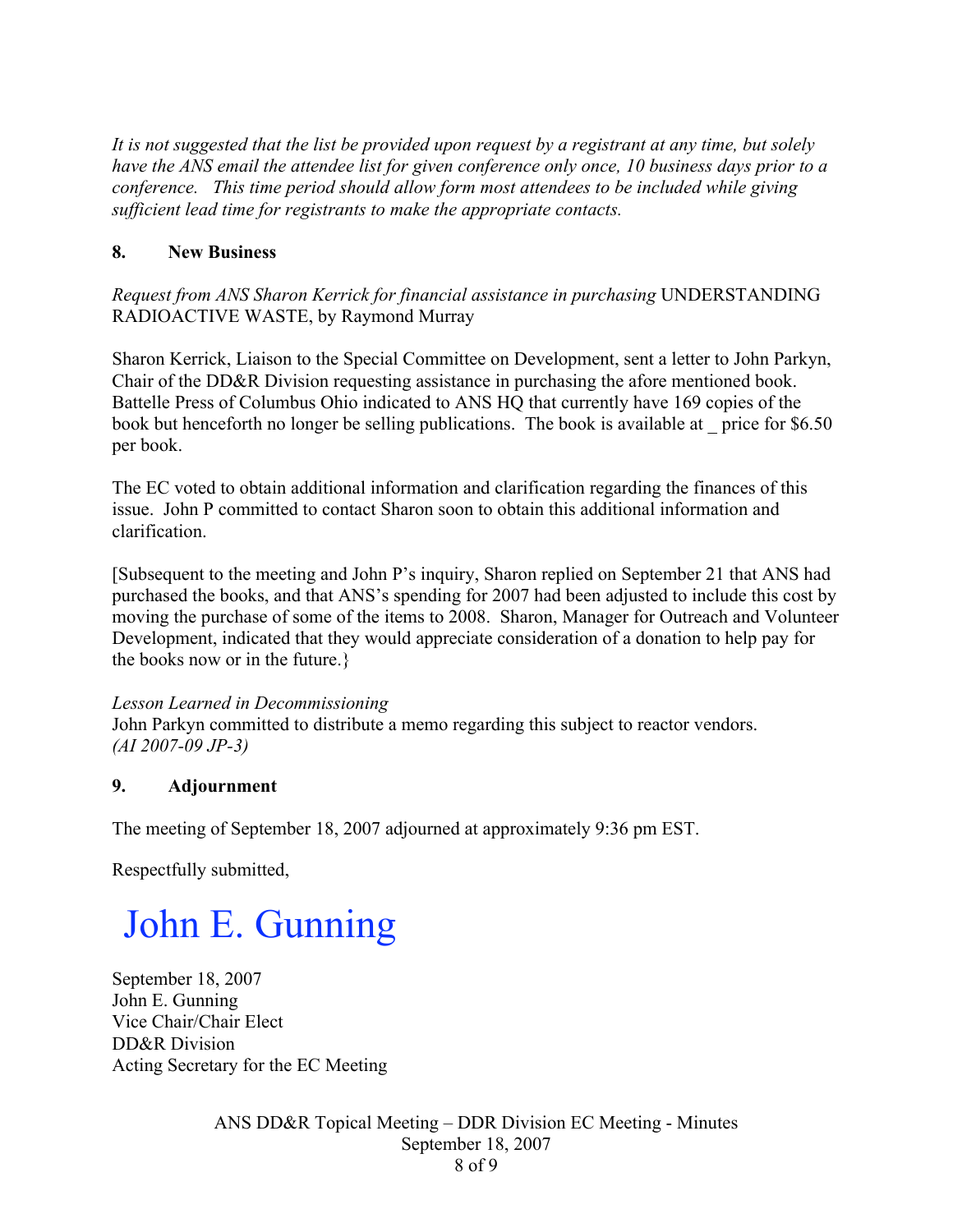*It is not suggested that the list be provided upon request by a registrant at any time, but solely have the ANS email the attendee list for given conference only once, 10 business days prior to a conference. This time period should allow form most attendees to be included while giving sufficient lead time for registrants to make the appropriate contacts.*

**8. New Business**

*Request from ANS Sharon Kerrick for financial assistance in purchasing* UNDERSTANDING RADIOACTIVE WASTE, by Raymond Murray

Sharon Kerrick, Liaison to the Special Committee on Development, sent a letter to John Parkyn, Chair of the DD&R Division requesting assistance in purchasing the afore mentioned book. Battelle Press of Columbus Ohio indicated to ANS HQ that currently have 169 copies of the book but henceforth no longer be selling publications. The book is available at _ price for $6.50 per book.

The EC voted to obtain additional information and clarification regarding the finances of this issue. John P committed to contact Sharon soon to obtain this additional information and clarification.

[Subsequent to the meeting and John P's inquiry, Sharon replied on September 21 that ANS had purchased the books, and that ANS's spending for 2007 had been adjusted to include this cost by moving the purchase of some of the items to 2008. Sharon, Manager for Outreach and Volunteer Development, indicated that they would appreciate consideration of a donation to help pay for the books now or in the future.}

*Lesson Learned in Decommissioning*
John Parkyn committed to distribute a memo regarding this subject to reactor vendors. *(AI 2007-09 JP-3)*

**9. Adjournment**

The meeting of September 18, 2007 adjourned at approximately 9:36 pm EST.

Respectfully submitted,

John E. Gunning

September 18, 2007
John E. Gunning
Vice Chair/Chair Elect
DD&R Division
Acting Secretary for the EC Meeting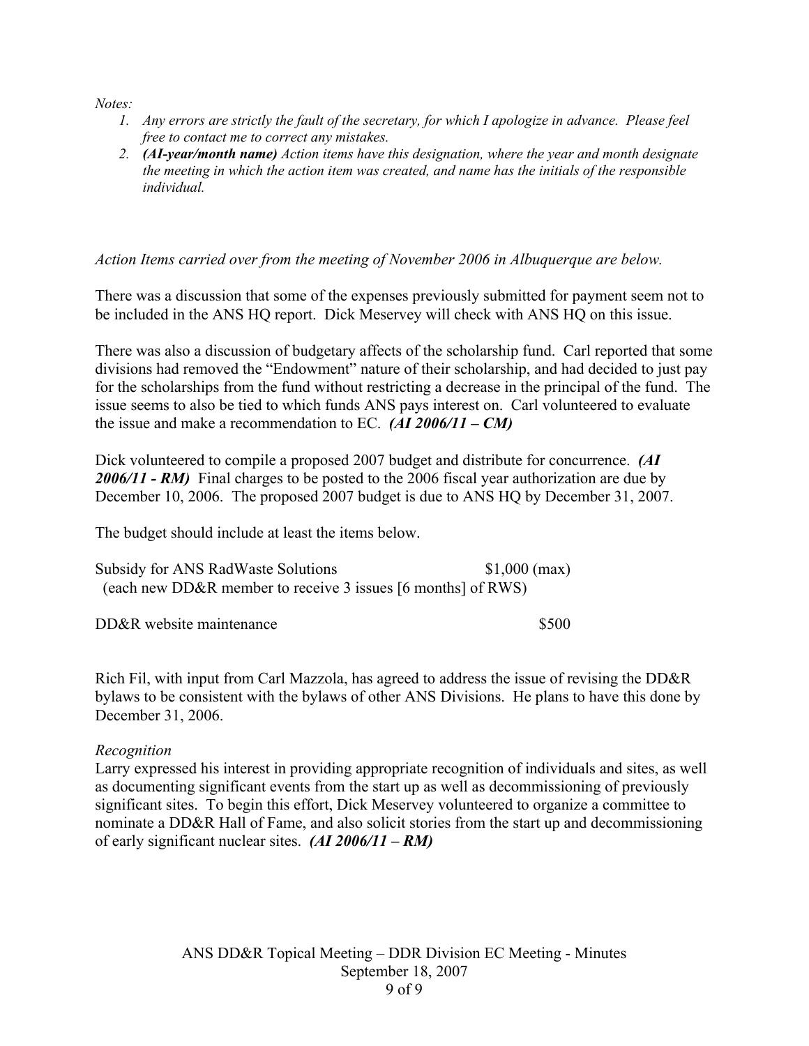*Notes:*

1. *Any errors are strictly the fault of the secretary, for which I apologize in advance. Please feel free to contact me to correct any mistakes.*
2. ***(AI-year/month name)*** *Action items have this designation, where the year and month designate the meeting in which the action item was created, and name has the initials of the responsible individual.*

*Action Items carried over from the meeting of November 2006 in Albuquerque are below.*

There was a discussion that some of the expenses previously submitted for payment seem not to be included in the ANS HQ report. Dick Meservey will check with ANS HQ on this issue.

There was also a discussion of budgetary affects of the scholarship fund. Carl reported that some divisions had removed the "Endowment" nature of their scholarship, and had decided to just pay for the scholarships from the fund without restricting a decrease in the principal of the fund. The issue seems to also be tied to which funds ANS pays interest on. Carl volunteered to evaluate the issue and make a recommendation to EC. ***(AI 2006/11 – CM)***

Dick volunteered to compile a proposed 2007 budget and distribute for concurrence. ***(AI 2006/11 - RM)*** Final charges to be posted to the 2006 fiscal year authorization are due by December 10, 2006. The proposed 2007 budget is due to ANS HQ by December 31, 2007.

The budget should include at least the items below.

| | |
|---|---|
| Subsidy for ANS RadWaste Solutions (each new DD&R member to receive 3 issues [6 months] of RWS) | $1,000 (max) |
| DD&R website maintenance | $500 |

Rich Fil, with input from Carl Mazzola, has agreed to address the issue of revising the DD&R bylaws to be consistent with the bylaws of other ANS Divisions. He plans to have this done by December 31, 2006.

*Recognition*

Larry expressed his interest in providing appropriate recognition of individuals and sites, as well as documenting significant events from the start up as well as decommissioning of previously significant sites. To begin this effort, Dick Meservey volunteered to organize a committee to nominate a DD&R Hall of Fame, and also solicit stories from the start up and decommissioning of early significant nuclear sites. ***(AI 2006/11 – RM)***